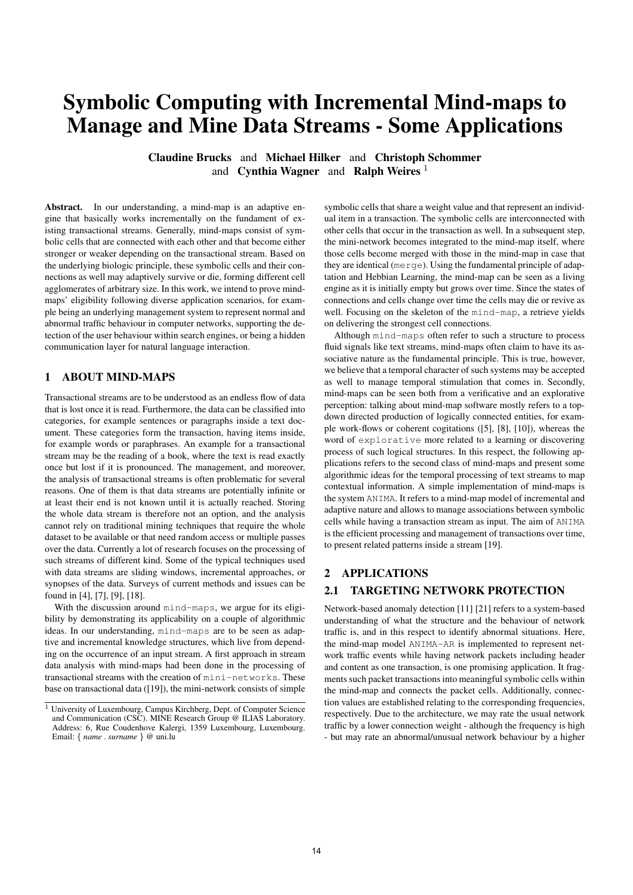# Symbolic Computing with Incremental Mind-maps to Manage and Mine Data Streams - Some Applications

**Claudine Brucks** and **Michael Hilker** and **Christoph Schommer** and **Cynthia Wagner** and **Ralph Weires** [1]

**Abstract.** In our understanding, a mind-map is an adaptive engine that basically works incrementally on the fundament of existing transactional streams. Generally, mind-maps consist of symbolic cells that are connected with each other and that become either stronger or weaker depending on the transactional stream. Based on the underlying biologic principle, these symbolic cells and their connections as well may adaptively survive or die, forming different cell agglomerates of arbitrary size. In this work, we intend to prove mind-maps' eligibility following diverse application scenarios, for example being an underlying management system to represent normal and abnormal traffic behaviour in computer networks, supporting the detection of the user behaviour within search engines, or being a hidden communication layer for natural language interaction.

## 1 ABOUT MIND-MAPS

Transactional streams are to be understood as an endless flow of data that is lost once it is read. Furthermore, the data can be classified into categories, for example sentences or paragraphs inside a text document. These categories form the transaction, having items inside, for example words or paraphrases. An example for a transactional stream may be the reading of a book, where the text is read exactly once but lost if it is pronounced. The management, and moreover, the analysis of transactional streams is often problematic for several reasons. One of them is that data streams are potentially infinite or at least their end is not known until it is actually reached. Storing the whole data stream is therefore not an option, and the analysis cannot rely on traditional mining techniques that require the whole dataset to be available or that need random access or multiple passes over the data. Currently a lot of research focuses on the processing of such streams of different kind. Some of the typical techniques used with data streams are sliding windows, incremental approaches, or synopses of the data. Surveys of current methods and issues can be found in [4], [7], [9], [18].

With the discussion around `mind-maps`, we argue for its eligibility by demonstrating its applicability on a couple of algorithmic ideas. In our understanding, `mind-maps` are to be seen as adaptive and incremental knowledge structures, which live from depending on the occurrence of an input stream. A first approach in stream data analysis with mind-maps had been done in the processing of transactional streams with the creation of `mini-networks`. These base on transactional data ([19]), the mini-network consists of simple symbolic cells that share a weight value and that represent an individual item in a transaction. The symbolic cells are interconnected with other cells that occur in the transaction as well. In a subsequent step, the mini-network becomes integrated to the mind-map itself, where those cells become merged with those in the mind-map in case that they are identical (`merge`). Using the fundamental principle of adaptation and Hebbian Learning, the mind-map can be seen as a living engine as it is initially empty but grows over time. Since the states of connections and cells change over time the cells may die or revive as well. Focusing on the skeleton of the `mind-map`, a retrieve yields on delivering the strongest cell connections.

Although `mind-maps` often refer to such a structure to process fluid signals like text streams, mind-maps often claim to have its associative nature as the fundamental principle. This is true, however, we believe that a temporal character of such systems may be accepted as well to manage temporal stimulation that comes in. Secondly, mind-maps can be seen both from a verificative and an explorative perception: talking about mind-map software mostly refers to a top-down directed production of logically connected entities, for example work-flows or coherent cogitations ([5], [8], [10]), whereas the word of `explorative` more related to a learning or discovering process of such logical structures. In this respect, the following applications refers to the second class of mind-maps and present some algorithmic ideas for the temporal processing of text streams to map contextual information. A simple implementation of mind-maps is the system `ANIMA`. It refers to a mind-map model of incremental and adaptive nature and allows to manage associations between symbolic cells while having a transaction stream as input. The aim of `ANIMA` is the efficient processing and management of transactions over time, to present related patterns inside a stream [19].

## 2 APPLICATIONS

### 2.1 TARGETING NETWORK PROTECTION

Network-based anomaly detection [11] [21] refers to a system-based understanding of what the structure and the behaviour of network traffic is, and in this respect to identify abnormal situations. Here, the mind-map model `ANIMA-AR` is implemented to represent network traffic events while having network packets including header and content as one transaction, is one promising application. It fragments such packet transactions into meaningful symbolic cells within the mind-map and connects the packet cells. Additionally, connection values are established relating to the corresponding frequencies, respectively. Due to the architecture, we may rate the usual network traffic by a lower connection weight - although the frequency is high - but may rate an abnormal/unusual network behaviour by a higher

[1] University of Luxembourg, Campus Kirchberg, Dept. of Computer Science and Communication (CSC). MINE Research Group @ ILIAS Laboratory. Address: 6, Rue Coudenhove Kalergi, 1359 Luxembourg, Luxembourg. Email: { *name* . *surname* } @ uni.lu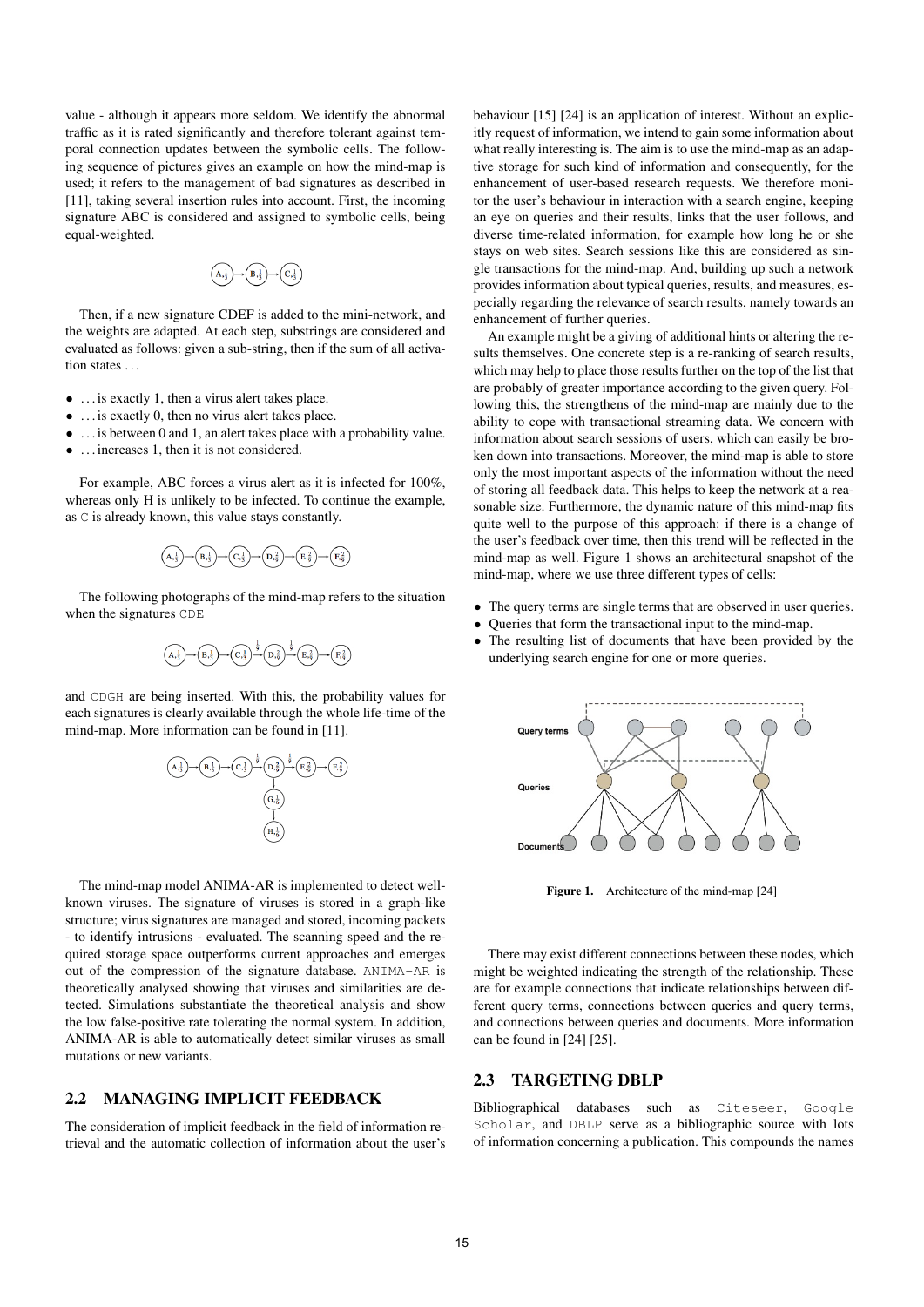value - although it appears more seldom. We identify the abnormal traffic as it is rated significantly and therefore tolerant against temporal connection updates between the symbolic cells. The following sequence of pictures gives an example on how the mind-map is used; it refers to the management of bad signatures as described in [11], taking several insertion rules into account. First, the incoming signature ABC is considered and assigned to symbolic cells, being equal-weighted.

Then, if a new signature CDEF is added to the mini-network, and the weights are adapted. At each step, substrings are considered and evaluated as follows: given a sub-string, then if the sum of all activation states …

- … is exactly 1, then a virus alert takes place.
- … is exactly 0, then no virus alert takes place.
- … is between 0 and 1, an alert takes place with a probability value.
- … increases 1, then it is not considered.

For example, ABC forces a virus alert as it is infected for 100%, whereas only H is unlikely to be infected. To continue the example, as `C` is already known, this value stays constantly.

The following photographs of the mind-map refers to the situation when the signatures `CDE`

and `CDGH` are being inserted. With this, the probability values for each signatures is clearly available through the whole life-time of the mind-map. More information can be found in [11].

The mind-map model ANIMA-AR is implemented to detect well-known viruses. The signature of viruses is stored in a graph-like structure; virus signatures are managed and stored, incoming packets - to identify intrusions - evaluated. The scanning speed and the required storage space outperforms current approaches and emerges out of the compression of the signature database. `ANIMA-AR` is theoretically analysed showing that viruses and similarities are detected. Simulations substantiate the theoretical analysis and show the low false-positive rate tolerating the normal system. In addition, ANIMA-AR is able to automatically detect similar viruses as small mutations or new variants.

## 2.2 MANAGING IMPLICIT FEEDBACK

The consideration of implicit feedback in the field of information retrieval and the automatic collection of information about the user's behaviour [15] [24] is an application of interest. Without an explicitly request of information, we intend to gain some information about what really interesting is. The aim is to use the mind-map as an adaptive storage for such kind of information and consequently, for the enhancement of user-based research requests. We therefore monitor the user's behaviour in interaction with a search engine, keeping an eye on queries and their results, links that the user follows, and diverse time-related information, for example how long he or she stays on web sites. Search sessions like this are considered as single transactions for the mind-map. And, building up such a network provides information about typical queries, results, and measures, especially regarding the relevance of search results, namely towards an enhancement of further queries.

An example might be a giving of additional hints or altering the results themselves. One concrete step is a re-ranking of search results, which may help to place those results further on the top of the list that are probably of greater importance according to the given query. Following this, the strengthens of the mind-map are mainly due to the ability to cope with transactional streaming data. We concern with information about search sessions of users, which can easily be broken down into transactions. Moreover, the mind-map is able to store only the most important aspects of the information without the need of storing all feedback data. This helps to keep the network at a reasonable size. Furthermore, the dynamic nature of this mind-map fits quite well to the purpose of this approach: if there is a change of the user's feedback over time, then this trend will be reflected in the mind-map as well. Figure 1 shows an architectural snapshot of the mind-map, where we use three different types of cells:

- The query terms are single terms that are observed in user queries.
- Queries that form the transactional input to the mind-map.
- The resulting list of documents that have been provided by the underlying search engine for one or more queries.

**Figure 1.** Architecture of the mind-map [24]

There may exist different connections between these nodes, which might be weighted indicating the strength of the relationship. These are for example connections that indicate relationships between different query terms, connections between queries and query terms, and connections between queries and documents. More information can be found in [24] [25].

## 2.3 TARGETING DBLP

Bibliographical databases such as `Citeseer`, `Google Scholar`, and `DBLP` serve as a bibliographic source with lots of information concerning a publication. This compounds the names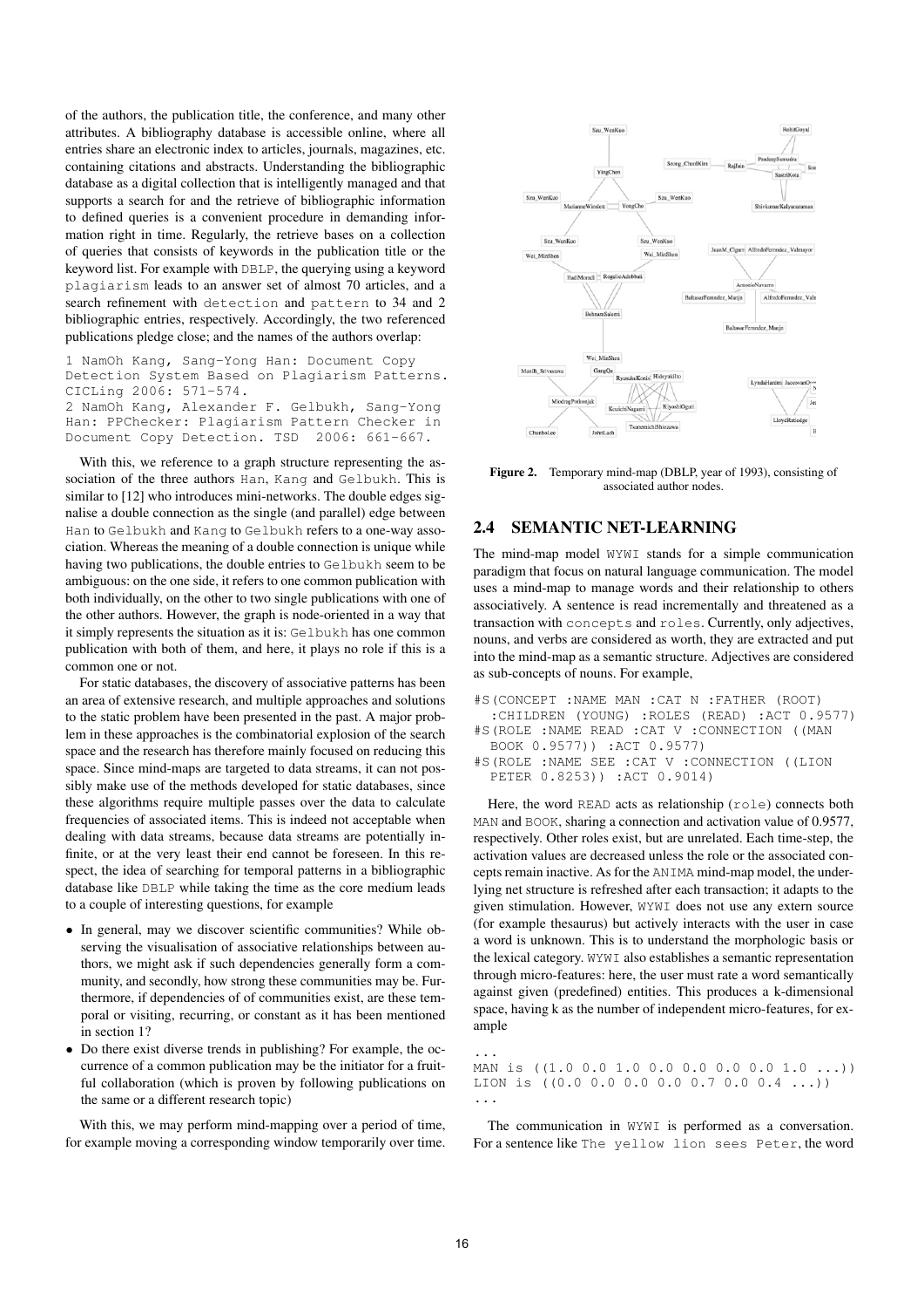of the authors, the publication title, the conference, and many other attributes. A bibliography database is accessible online, where all entries share an electronic index to articles, journals, magazines, etc. containing citations and abstracts. Understanding the bibliographic database as a digital collection that is intelligently managed and that supports a search for and the retrieve of bibliographic information to defined queries is a convenient procedure in demanding information right in time. Regularly, the retrieve bases on a collection of queries that consists of keywords in the publication title or the keyword list. For example with DBLP, the querying using a keyword plagiarism leads to an answer set of almost 70 articles, and a search refinement with detection and pattern to 34 and 2 bibliographic entries, respectively. Accordingly, the two referenced publications pledge close; and the names of the authors overlap:

```
1 NamOh Kang, Sang-Yong Han: Document Copy
Detection System Based on Plagiarism Patterns.
CICLing 2006: 571-574.
2 NamOh Kang, Alexander F. Gelbukh, Sang-Yong
Han: PPChecker: Plagiarism Pattern Checker in
Document Copy Detection. TSD 2006: 661-667.
```

With this, we reference to a graph structure representing the association of the three authors Han, Kang and Gelbukh. This is similar to [12] who introduces mini-networks. The double edges signalise a double connection as the single (and parallel) edge between Han to Gelbukh and Kang to Gelbukh refers to a one-way association. Whereas the meaning of a double connection is unique while having two publications, the double entries to Gelbukh seem to be ambiguous: on the one side, it refers to one common publication with both individually, on the other to two single publications with one of the other authors. However, the graph is node-oriented in a way that it simply represents the situation as it is: Gelbukh has one common publication with both of them, and here, it plays no role if this is a common one or not.

For static databases, the discovery of associative patterns has been an area of extensive research, and multiple approaches and solutions to the static problem have been presented in the past. A major problem in these approaches is the combinatorial explosion of the search space and the research has therefore mainly focused on reducing this space. Since mind-maps are targeted to data streams, it can not possibly make use of the methods developed for static databases, since these algorithms require multiple passes over the data to calculate frequencies of associated items. This is indeed not acceptable when dealing with data streams, because data streams are potentially infinite, or at the very least their end cannot be foreseen. In this respect, the idea of searching for temporal patterns in a bibliographic database like DBLP while taking the time as the core medium leads to a couple of interesting questions, for example

- In general, may we discover scientific communities? While observing the visualisation of associative relationships between authors, we might ask if such dependencies generally form a community, and secondly, how strong these communities may be. Furthermore, if dependencies of of communities exist, are these temporal or visiting, recurring, or constant as it has been mentioned in section 1?
- Do there exist diverse trends in publishing? For example, the occurrence of a common publication may be the initiator for a fruitful collaboration (which is proven by following publications on the same or a different research topic)

With this, we may perform mind-mapping over a period of time, for example moving a corresponding window temporarily over time.

**Figure 2.** Temporary mind-map (DBLP, year of 1993), consisting of associated author nodes.

## 2.4 SEMANTIC NET-LEARNING

The mind-map model WYWI stands for a simple communication paradigm that focus on natural language communication. The model uses a mind-map to manage words and their relationship to others associatively. A sentence is read incrementally and threatened as a transaction with concepts and roles. Currently, only adjectives, nouns, and verbs are considered as worth, they are extracted and put into the mind-map as a semantic structure. Adjectives are considered as sub-concepts of nouns. For example,

```
#S(CONCEPT :NAME MAN :CAT N :FATHER (ROOT)
  :CHILDREN (YOUNG) :ROLES (READ) :ACT 0.9577)
#S(ROLE :NAME READ :CAT V :CONNECTION ((MAN
  BOOK 0.9577)) :ACT 0.9577)
#S(ROLE :NAME SEE :CAT V :CONNECTION ((LION
  PETER 0.8253)) :ACT 0.9014)
```

Here, the word READ acts as relationship (role) connects both MAN and BOOK, sharing a connection and activation value of 0.9577, respectively. Other roles exist, but are unrelated. Each time-step, the activation values are decreased unless the role or the associated concepts remain inactive. As for the ANIMA mind-map model, the underlying net structure is refreshed after each transaction; it adapts to the given stimulation. However, WYWI does not use any extern source (for example thesaurus) but actively interacts with the user in case a word is unknown. This is to understand the morphologic basis or the lexical category. WYWI also establishes a semantic representation through micro-features: here, the user must rate a word semantically against given (predefined) entities. This produces a k-dimensional space, having k as the number of independent micro-features, for example

```
...
MAN is ((1.0 0.0 1.0 0.0 0.0 0.0 0.0 1.0 ...))
LION is ((0.0 0.0 0.0 0.0 0.7 0.0 0.4 ...))
...
```

The communication in WYWI is performed as a conversation. For a sentence like The yellow lion sees Peter, the word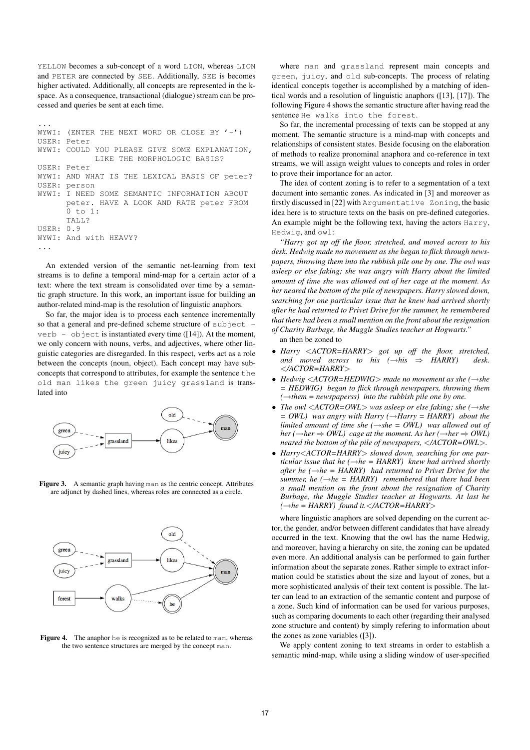YELLOW becomes a sub-concept of a word LION, whereas LION and PETER are connected by SEE. Additionally, SEE is becomes higher activated. Additionally, all concepts are represented in the k-space. As a consequence, transactional (dialogue) stream can be processed and queries be sent at each time.

```
...
WYWI: (ENTER THE NEXT WORD OR CLOSE BY '-')
USER: Peter
WYWI: COULD YOU PLEASE GIVE SOME EXPLANATION,
          LIKE THE MORPHOLOGIC BASIS?
USER: Peter
WYWI: AND WHAT IS THE LEXICAL BASIS OF peter?
USER: person
WYWI: I NEED SOME SEMANTIC INFORMATION ABOUT
      peter. HAVE A LOOK AND RATE peter FROM
      0 to 1:
      TALL?
USER: 0.9
WYWI: And with HEAVY?
...
```

An extended version of the semantic net-learning from text streams is to define a temporal mind-map for a certain actor of a text: where the text stream is consolidated over time by a semantic graph structure. In this work, an important issue for building an author-related mind-map is the resolution of linguistic anaphors.

So far, the major idea is to process each sentence incrementally so that a general and pre-defined scheme structure of `subject - verb - object` is instantiated every time ([14]). At the moment, we only concern with nouns, verbs, and adjectives, where other linguistic categories are disregarded. In this respect, verbs act as a role between the concepts (noun, object). Each concept may have sub-concepts that correspond to attributes, for example the sentence `the old man likes the green juicy grassland` is translated into

**Figure 3.** A semantic graph having `man` as the centric concept. Attributes are adjunct by dashed lines, whereas roles are connected as a circle.

**Figure 4.** The anaphor `he` is recognized as to be related to `man`, whereas the two sentence structures are merged by the concept `man`.

where `man` and `grassland` represent main concepts and `green`, `juicy`, and `old` sub-concepts. The process of relating identical concepts together is accomplished by a matching of identical words and a resolution of linguistic anaphors ([13], [17]). The following Figure 4 shows the semantic structure after having read the sentence `He walks into the forest`.

So far, the incremental processing of texts can be stopped at any moment. The semantic structure is a mind-map with concepts and relationships of consistent states. Beside focusing on the elaboration of methods to realize pronominal anaphora and co-reference in text streams, we will assign weight values to concepts and roles in order to prove their importance for an actor.

The idea of content zoning is to refer to a segmentation of a text document into semantic zones. As indicated in [3] and moreover as firstly discussed in [22] with `Argumentative Zoning`, the basic idea here is to structure texts on the basis on pre-defined categories. An example might be the following text, having the actors `Harry`, `Hedwig`, and `owl`:

*"Harry got up off the floor, stretched, and moved across to his desk. Hedwig made no movement as she began to flick through newspapers, throwing them into the rubbish pile one by one. The owl was asleep or else faking; she was angry with Harry about the limited amount of time she was allowed out of her cage at the moment. As her neared the bottom of the pile of newspapers. Harry slowed down, searching for one particular issue that he knew had arrived shortly after he had returned to Privet Drive for the summer, he remembered that there had been a small mention on the front about the resignation of Charity Burbage, the Muggle Studies teacher at Hogwarts."*

an then be zoned to

- *Harry <ACTOR=HARRY> got up off the floor, stretched, and moved across to his (→his ⇒ HARRY) desk. </ACTOR=HARRY>*
- *Hedwig <ACTOR=HEDWIG> made no movement as she (→she = HEDWIG) began to flick through newspapers, throwing them (→them = newspaperss) into the rubbish pile one by one.*
- *The owl <ACTOR=OWL> was asleep or else faking; she (→she = OWL) was angry with Harry (→Harry = HARRY) about the limited amount of time she (→she = OWL) was allowed out of her (→her ⇒ OWL) cage at the moment. As her (→her ⇒ OWL) neared the bottom of the pile of newspapers, </ACTOR=OWL>.*
- *Harry<ACTOR=HARRY> slowed down, searching for one particular issue that he (→he = HARRY) knew had arrived shortly after he (→he = HARRY) had returned to Privet Drive for the summer, he (→he = HARRY) remembered that there had been a small mention on the front about the resignation of Charity Burbage, the Muggle Studies teacher at Hogwarts. At last he (→he = HARRY) found it.</ACTOR=HARRY>*

where linguistic anaphors are solved depending on the current actor, the gender, and/or between different candidates that have already occurred in the text. Knowing that the owl has the name Hedwig, and moreover, having a hierarchy on site, the zoning can be updated even more. An additional analysis can be performed to gain further information about the separate zones. Rather simple to extract information could be statistics about the size and layout of zones, but a more sophisticated analysis of their text content is possible. The latter can lead to an extraction of the semantic content and purpose of a zone. Such kind of information can be used for various purposes, such as comparing documents to each other (regarding their analysed zone structure and content) by simply refering to information about the zones as zone variables ([3]).

We apply content zoning to text streams in order to establish a semantic mind-map, while using a sliding window of user-specified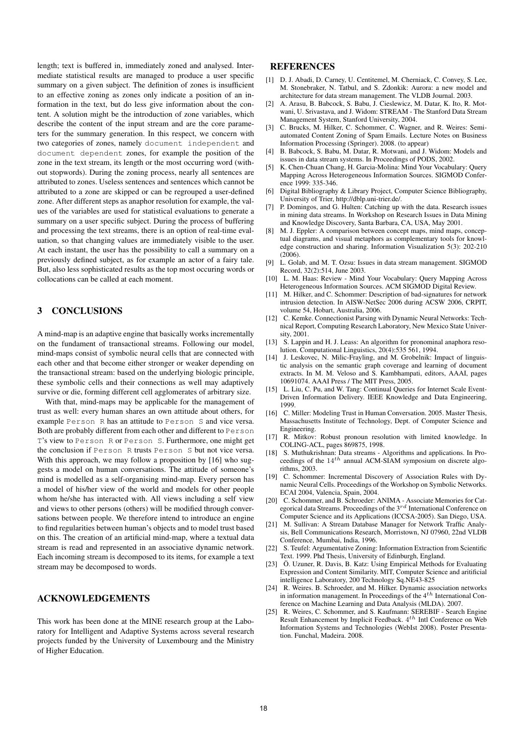length; text is buffered in, immediately zoned and analysed. Intermediate statistical results are managed to produce a user specific summary on a given subject. The definition of zones is insufficient to an effective zoning as zones only indicate a position of an information in the text, but do less give information about the content. A solution might be the introduction of zone variables, which describe the content of the input stream and are the core parameters for the summary generation. In this respect, we concern with two categories of zones, namely `document independent` and `document dependent` zones, for example the position of the zone in the text stream, its length or the most occurring word (without stopwords). During the zoning process, nearly all sentences are attributed to zones. Useless sentences and sentences which cannot be attributed to a zone are skipped or can be regrouped a user-defined zone. After different steps as anaphor resolution for example, the values of the variables are used for statistical evaluations to generate a summary on a user specific subject. During the process of buffering and processing the text streams, there is an option of real-time evaluation, so that changing values are immediately visible to the user. At each instant, the user has the possibility to call a summary on a previously defined subject, as for example an actor of a fairy tale. But, also less sophisticated results as the top most occuring words or collocations can be called at each moment.

## 3 CONCLUSIONS

A mind-map is an adaptive engine that basically works incrementally on the fundament of transactional streams. Following our model, mind-maps consist of symbolic neural cells that are connected with each other and that become either stronger or weaker depending on the transactional stream: based on the underlying biologic principle, these symbolic cells and their connections as well may adaptively survive or die, forming different cell agglomerates of arbitrary size.

With that, mind-maps may be applicable for the management of trust as well: every human shares an own attitude about others, for example `Person R` has an attitude to `Person S` and vice versa. Both are probably different from each other and different to `Person T`'s view to `Person R` or `Person S`. Furthermore, one might get the conclusion if `Person R` trusts `Person S` but not vice versa. With this approach, we may follow a proposition by [16] who suggests a model on human conversations. The attitude of someone's mind is modelled as a self-organising mind-map. Every person has a model of his/her view of the world and models for other people whom he/she has interacted with. All views including a self view and views to other persons (others) will be modified through conversations between people. We therefore intend to introduce an engine to find regularities between human's objects and to model trust based on this. The creation of an artificial mind-map, where a textual data stream is read and represented in an associative dynamic network. Each incoming stream is decomposed to its items, for example a text stream may be decomposed to words.

## ACKNOWLEDGEMENTS

This work has been done at the MINE research group at the Laboratory for Intelligent and Adaptive Systems across several research projects funded by the University of Luxembourg and the Ministry of Higher Education.

## REFERENCES

[1] D. J. Abadi, D. Carney, U. Centitemel, M. Cherniack, C. Convey, S. Lee, M. Stonebraker, N. Tatbul, and S. Zdonkik: Aurora: a new model and architecture for data stream management. The VLDB Journal. 2003.

[2] A. Arasu, B. Babcock, S. Babu, J. Cieslewicz, M. Datar, K. Ito, R. Motwani, U. Srivastava, and J. Widom: STREAM - The Stanford Data Stream Management System, Stanford University, 2004.

[3] C. Brucks, M. Hilker, C. Schommer, C. Wagner, and R. Weires: Semi-automated Content Zoning of Spam Emails. Lecture Notes on Business Information Processing (Springer). 2008. (to appear)

[4] B. Babcock, S. Babu, M. Datar, R. Motwani, and J. Widom: Models and issues in data stream systems. In Proceedings of PODS, 2002.

[5] K. Chen-Chuan Chang, H. Garcia-Molina: Mind Your Vocabulary: Query Mapping Across Heterogeneous Information Sources. SIGMOD Conference 1999: 335-346.

[6] Digital Bibliography & Library Project, Computer Science Bibliography, University of Trier, http://dblp.uni-trier.de/.

[7] P. Domingos, and G. Hulten: Catching up with the data. Research issues in mining data streams. In Workshop on Research Issues in Data Mining and Knowledge Discovery, Santa Barbara, CA, USA, May 2001.

[8] M. J. Eppler: A comparison between concept maps, mind maps, conceptual diagrams, and visual metaphors as complementary tools for knowledge construction and sharing. Information Visualization 5(3): 202-210 (2006).

[9] L. Golab, and M. T. Ozsu: Issues in data stream management. SIGMOD Record, 32(2):514, June 2003.

[10] L. M. Haas: Review - Mind Your Vocabulary: Query Mapping Across Heterogeneous Information Sources. ACM SIGMOD Digital Review.

[11] M. Hilker, and C. Schommer: Description of bad-signatures for network intrusion detection. In AISW-NetSec 2006 during ACSW 2006, CRPIT, volume 54, Hobart, Australia, 2006.

[12] C. Kemke. Connectionist Parsing with Dynamic Neural Networks: Technical Report, Computing Research Laboratory, New Mexico State University, 2001.

[13] S. Lappin and H. J. Leass: An algorithm for pronominal anaphora resolution. Computational Linguistics, 20(4):535 561, 1994.

[14] J. Leskovec, N. Milic-Frayling, and M. Grobelnik: Impact of linguistic analysis on the semantic graph coverage and learning of document extracts. In M. M. Veloso and S. Kambhampati, editors, AAAI, pages 10691074. AAAI Press / The MIT Press, 2005.

[15] L. Liu, C. Pu, and W. Tang: Continual Queries for Internet Scale Event-Driven Information Delivery. IEEE Knowledge and Data Engineering, 1999.

[16] C. Miller: Modeling Trust in Human Conversation. 2005. Master Thesis, Massachusetts Institute of Technology, Dept. of Computer Science and Engineering.

[17] R. Mitkov: Robust pronoun resolution with limited knowledge. In COLING-ACL, pages 869875, 1998.

[18] S. Muthukrishnan: Data streams - Algorithms and applications. In Proceedings of the $14^{th}$ annual ACM-SIAM symposium on discrete algorithms, 2003.

[19] C. Schommer: Incremental Discovery of Association Rules with Dynamic Neural Cells. Proceedings of the Workshop on Symbolic Networks. ECAI 2004, Valencia, Spain, 2004.

[20] C. Schommer, and B. Schroeder: ANIMA - Associate Memories for Categorical data Streams. Proceedings of the $3^{rd}$ International Conference on Computer Science and its Applications (ICCSA-2005). San Diego, USA.

[21] M. Sullivan: A Stream Database Manager for Network Traffic Analysis, Bell Communications Research, Morristown, NJ 07960, 22nd VLDB Conference, Mumbai, India, 1996.

[22] S. Teufel: Argumentative Zoning: Information Extraction from Scientific Text. 1999. Phd Thesis, University of Edinburgh, England.

[23] Ö. Uzuner, R. Davis, B. Katz: Using Empirical Methods for Evaluating Expression and Content Similarity. MIT, Computer Science and aritificial intelligence Laboratory, 200 Technology Sq.NE43-825

[24] R. Weires. B. Schroeder, and M. Hilker. Dynamic association networks in information management. In Proceedings of the $4^{th}$ International Conference on Machine Learning and Data Analysis (MLDA). 2007.

[25] R. Weires, C. Schommer, and S. Kaufmann: SEREBIF - Search Engine Result Enhancement by Implicit Feedback. $4^{th}$ Intl Conference on Web Information Systems and Technologies (WebIst 2008). Poster Presentation. Funchal, Madeira. 2008.